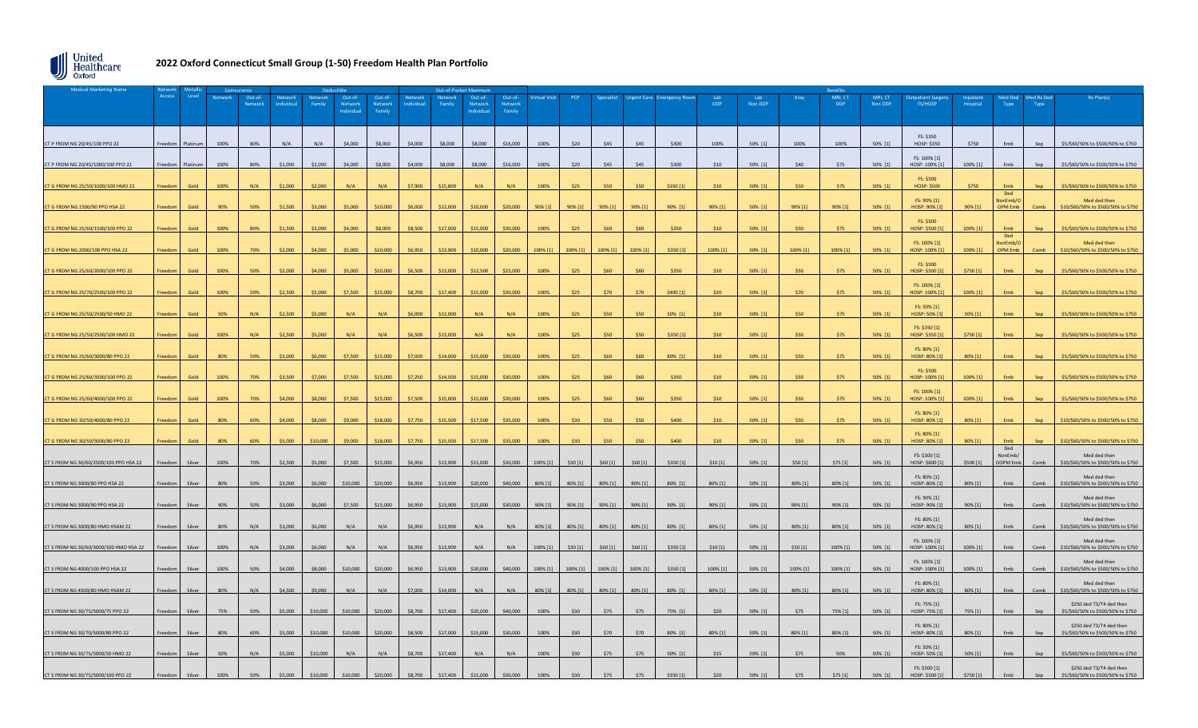# 2022 Oxford Connecticut Small Group (1-50) Freedom Health Plan Portfolio

| Medical Marketing Name | Network Access | Metallic Level | Coinsurance | | Deductible | | | | Out-of-Pocket Maximum | | | | Benefits | | | | | | | | | | | | | | |
|---|---|---|---|---|---|---|---|---|---|---|---|---|---|---|---|---|---|---|---|---|---|---|---|---|---|---|---|
| | | | Network | Out-of-Network | Network Individual | Network Family | Out-of-Network Individual | Out-of-Network Family | Network Individual | Network Family | Out-of-Network Individual | Out-of-Network Family | Virtual Visit | PCP | Specialist | Urgent Care | Emergency Room | Lab DDP | Lab Non DDP | Xray | MRI, CT DDP | MRI, CT Non DDP | Outpatient Surgery FS/HOSP | Inpatient Hospital | Med Ded Type | Med Rx Ded Type | Rx Plan(s) |
| CT P FRDM NG 20/45/100 PPO 22 | Freedom | Platinum | 100% | 80% | N/A | N/A | $4,000 | $8,000 | $4,000 | $8,000 | $8,000 | $16,000 | 100% | $20 | $45 | $45 | $300 | 100% | 50% [1] | 100% | 100% | 50% [1] | FS: $350 HOSP: $350 | $750 | Emb | Sep | $5/$60/50% to $500/50% to $750 |
| CT P FRDM NG 20/45/1000/100 PPO 22 | Freedom | Platinum | 100% | 80% | $1,000 | $2,000 | $4,000 | $8,000 | $4,000 | $8,000 | $8,000 | $16,000 | 100% | $20 | $45 | $45 | $300 | $10 | 50% [1] | $40 | $75 | 50% [1] | FS: 100% [1] HOSP: 100% [1] | 100% [1] | Emb | Sep | $5/$60/50% to $500/50% to $750 |
| CT G FRDM NG 25/50/1000/100 HMO 22 | Freedom | Gold | 100% | N/A | $1,000 | $2,000 | N/A | N/A | $7,900 | $15,800 | N/A | N/A | 100% | $25 | $50 | $50 | $350 [1] | $10 | 50% [1] | $50 | $75 | 50% [1] | FS: $500 HOSP: $500 | $750 | Emb | Sep | $5/$60/50% to $500/50% to $750 |
| CT G FRDM NG 1500/90 PPO HSA 22 | Freedom | Gold | 90% | 50% | $1,500 | $3,000 | $5,000 | $10,000 | $6,000 | $12,000 | $10,000 | $20,000 | 90% [1] | 90% [1] | 90% [1] | 90% [1] | 90% [1] | 90% [1] | 50% [1] | 90% [1] | 90% [1] | 50% [1] | FS: 90% [1] HOSP: 90% [1] | 90% [1] | Ded NonEmb/OPM Emb | Comb | Med ded then $10/$60/50% to $500/50% to $750 |
| CT G FRDM NG 25/60/1500/100 PPO 22 | Freedom | Gold | 100% | 80% | $1,500 | $3,000 | $4,000 | $8,000 | $8,500 | $17,000 | $15,000 | $30,000 | 100% | $25 | $60 | $60 | $350 | $10 | 50% [1] | $50 | $75 | 50% [1] | FS: $500 HOSP: $500 [1] | 100% [1] | Emb | Sep | $5/$60/50% to $500/50% to $750 |
| CT G FRDM NG 2000/100 PPO HSA 22 | Freedom | Gold | 100% | 70% | $2,000 | $4,000 | $5,000 | $10,000 | $6,950 | $13,900 | $10,000 | $20,000 | 100% [1] | 100% [1] | 100% [1] | 100% [1] | $350 [1] | 100% [1] | 50% [1] | 100% [1] | 100% [1] | 50% [1] | FS: 100% [1] HOSP: 100% [1] | 100% [1] | Ded NonEmb/OPM Emb | Comb | Med ded then $10/$60/50% to $500/50% to $750 |
| CT G FRDM NG 25/60/2000/100 PPO 22 | Freedom | Gold | 100% | 50% | $2,000 | $4,000 | $5,000 | $10,000 | $6,500 | $13,000 | $12,500 | $25,000 | 100% | $25 | $60 | $60 | $350 | $10 | 50% [1] | $50 | $75 | 50% [1] | FS: $500 HOSP: $500 [1] | $750 [1] | Emb | Sep | $5/$60/50% to $500/50% to $750 |
| CT G FRDM NG 25/70/2500/100 PPO 22 | Freedom | Gold | 100% | 50% | $2,500 | $5,000 | $7,500 | $15,000 | $8,700 | $17,400 | $15,000 | $30,000 | 100% | $25 | $70 | $70 | $400 [1] | $20 | 50% [1] | $70 | $75 | 50% [1] | FS: 100% [1] HOSP: 100% [1] | 100% [1] | Emb | Sep | $5/$60/50% to $500/50% to $750 |
| CT G FRDM NG 25/50/2500/50 HMO 22 | Freedom | Gold | 50% | N/A | $2,500 | $5,000 | N/A | N/A | $6,000 | $12,000 | N/A | N/A | 100% | $25 | $50 | $50 | 50% [1] | $10 | 50% [1] | $50 | $75 | 50% [1] | FS: 50% [1] HOSP: 50% [1] | 50% [1] | Emb | Sep | $5/$60/50% to $500/50% to $750 |
| CT G FRDM NG 25/50/2500/100 HMO 22 | Freedom | Gold | 100% | N/A | $2,500 | $5,000 | N/A | N/A | $6,500 | $13,000 | N/A | N/A | 100% | $25 | $50 | $50 | $350 [1] | $10 | 50% [1] | $50 | $75 | 50% [1] | FS: $350 [1] HOSP: $350 [1] | $750 [1] | Emb | Sep | $5/$60/50% to $500/50% to $750 |
| CT G FRDM NG 25/60/3000/80 PPO 22 | Freedom | Gold | 80% | 50% | $3,000 | $6,000 | $7,500 | $15,000 | $7,000 | $14,000 | $15,000 | $30,000 | 100% | $25 | $60 | $60 | 80% [1] | $10 | 50% [1] | $50 | $75 | 50% [1] | FS: 80% [1] HOSP: 80% [1] | 80% [1] | Emb | Sep | $5/$60/50% to $500/50% to $750 |
| CT G FRDM NG 25/60/3500/100 PPO 22 | Freedom | Gold | 100% | 70% | $3,500 | $7,000 | $7,500 | $15,000 | $7,250 | $14,500 | $15,000 | $30,000 | 100% | $25 | $60 | $60 | $350 | $10 | 50% [1] | $50 | $75 | 50% [1] | FS: $500 HOSP: 100% [1] | 100% [1] | Emb | Sep | $5/$60/50% to $500/50% to $750 |
| CT G FRDM NG 25/60/4000/100 PPO 22 | Freedom | Gold | 100% | 70% | $4,000 | $8,000 | $7,500 | $15,000 | $7,500 | $15,000 | $15,000 | $30,000 | 100% | $25 | $60 | $60 | $350 | $10 | 50% [1] | $50 | $75 | 50% [1] | FS: 100% [1] HOSP: 100% [1] | 100% [1] | Emb | Sep | $5/$60/50% to $500/50% to $750 |
| CT G FRDM NG 30/50/4000/80 PPO 22 | Freedom | Gold | 80% | 60% | $4,000 | $8,000 | $9,000 | $18,000 | $7,750 | $15,500 | $17,500 | $35,000 | 100% | $30 | $50 | $50 | $400 | $10 | 50% [1] | $50 | $75 | 50% [1] | FS: 80% [1] HOSP: 80% [1] | 80% [1] | Emb | Sep | $10/$60/50% to $500/50% to $750 |
| CT G FRDM NG 30/50/5000/80 PPO 22 | Freedom | Gold | 80% | 60% | $5,000 | $10,000 | $9,000 | $18,000 | $7,750 | $15,500 | $17,500 | $35,000 | 100% | $30 | $50 | $50 | $400 | $10 | 50% [1] | $50 | $75 | 50% [1] | FS: 80% [1] HOSP: 80% [1] | 80% [1] | Emb | Sep | $10/$60/50% to $500/50% to $750 |
| CT S FRDM NG 30/60/2500/100 PPO HSA 22 | Freedom | Silver | 100% | 70% | $2,500 | $5,000 | $7,500 | $15,000 | $6,950 | $13,900 | $15,000 | $30,000 | 100% [1] | $30 [1] | $60 [1] | $60 [1] | $350 [1] | $10 [1] | 50% [1] | $50 [1] | $75 [1] | 50% [1] | FS: $300 [1] HOSP: $600 [1] | $500 [1] | Ded NonEmb/OOPM Emb | Comb | Med ded then $10/$60/50% to $500/50% to $750 |
| CT S FRDM NG 3000/80 PPO HSA 22 | Freedom | Silver | 80% | 50% | $3,000 | $6,000 | $10,000 | $20,000 | $6,950 | $13,900 | $20,000 | $40,000 | 80% [1] | 80% [1] | 80% [1] | 80% [1] | 80% [1] | 80% [1] | 50% [1] | 80% [1] | 80% [1] | 50% [1] | FS: 80% [1] HOSP: 80% [1] | 80% [1] | Emb | Comb | Med ded then $10/$60/50% to $500/50% to $750 |
| CT S FRDM NG 3000/90 PPO HSA 22 | Freedom | Silver | 90% | 50% | $3,000 | $6,000 | $7,500 | $15,000 | $6,950 | $13,900 | $15,000 | $30,000 | 90% [1] | 90% [1] | 90% [1] | 90% [1] | 90% [1] | 90% [1] | 50% [1] | 90% [1] | 90% [1] | 50% [1] | FS: 90% [1] HOSP: 90% [1] | 90% [1] | Emb | Comb | Med ded then $10/$60/50% to $500/50% to $750 |
| CT S FRDM NG 3000/80 HMO HSAM 22 | Freedom | Silver | 80% | N/A | $3,000 | $6,000 | N/A | N/A | $6,950 | $13,900 | N/A | N/A | 80% [1] | 80% [1] | 80% [1] | 80% [1] | 80% [1] | 80% [1] | 50% [1] | 80% [1] | 80% [1] | 50% [1] | FS: 80% [1] HOSP: 80% [1] | 80% [1] | Emb | Comb | Med ded then $10/$60/50% to $500/50% to $750 |
| CT S FRDM NG 30/60/3000/100 HMO HSA 22 | Freedom | Silver | 100% | N/A | $3,000 | $6,000 | N/A | N/A | $6,950 | $13,900 | N/A | N/A | 100% [1] | $30 [1] | $60 [1] | $60 [1] | $350 [1] | $10 [1] | 50% [1] | $50 [1] | 100% [1] | 50% [1] | FS: 100% [1] HOSP: 100% [1] | 100% [1] | Emb | Comb | Med ded then $10/$60/50% to $500/50% to $750 |
| CT S FRDM NG 4000/100 PPO HSA 22 | Freedom | Silver | 100% | 50% | $4,000 | $8,000 | $10,000 | $20,000 | $6,950 | $13,900 | $20,000 | $40,000 | 100% [1] | 100% [1] | 100% [1] | 100% [1] | $350 [1] | 100% [1] | 50% [1] | 100% [1] | 100% [1] | 50% [1] | FS: 100% [1] HOSP: 100% [1] | 100% [1] | Emb | Comb | Med ded then $10/$60/50% to $500/50% to $750 |
| CT S FRDM NG 4500/80 HMO HSAM 22 | Freedom | Silver | 80% | N/A | $4,500 | $9,000 | N/A | N/A | $7,000 | $14,000 | N/A | N/A | 80% [1] | 80% [1] | 80% [1] | 80% [1] | 80% [1] | 80% [1] | 50% [1] | 80% [1] | 80% [1] | 50% [1] | FS: 80% [1] HOSP: 80% [1] | 80% [1] | Emb | Comb | Med ded then $10/$60/50% to $500/50% to $750 |
| CT S FRDM NG 30/75/5000/75 PPO 22 | Freedom | Silver | 75% | 50% | $5,000 | $10,000 | $10,000 | $20,000 | $8,700 | $17,400 | $20,000 | $40,000 | 100% | $30 | $75 | $75 | 75% [1] | $20 | 50% [1] | $75 | 75% [1] | 50% [1] | FS: 75% [1] HOSP: 75% [1] | 75% [1] | Emb | Sep | $250 ded T3/T4 then $5/$60/50% to $500/50% to $750 |
| CT S FRDM NG 30/70/5000/80 PPO 22 | Freedom | Silver | 80% | 60% | $5,000 | $10,000 | $10,000 | $20,000 | $8,500 | $17,000 | $15,000 | $30,000 | 100% | $30 | $70 | $70 | 80% [1] | 80% [1] | 50% [1] | 80% [1] | 80% [1] | 50% [1] | FS: 80% [1] HOSP: 80% [1] | 80% [1] | Emb | Sep | $250 ded T3/T4 then $5/$60/50% to $500/50% to $750 |
| CT S FRDM NG 30/75/5000/50 HMO 22 | Freedom | Silver | 50% | N/A | $5,000 | $10,000 | N/A | N/A | $8,700 | $17,400 | N/A | N/A | 100% | $30 | $75 | $75 | 50% [1] | $15 | 50% [1] | $75 | 50% | 50% [1] | FS: 50% [1] HOSP: 50% [1] | 50% [1] | Emb | Sep | $5/$60/50% to $500/50% to $750 |
| CT S FRDM NG 30/75/5000/100 PPO 22 | Freedom | Silver | 100% | 50% | $5,000 | $10,000 | $10,000 | $20,000 | $8,700 | $17,400 | $15,000 | $30,000 | 100% | $30 | $75 | $75 | $350 [1] | $20 | 50% [1] | $75 | $75 [1] | 50% [1] | FS: $500 [1] HOSP: $500 [1] | $750 [1] | Emb | Sep | $250 ded T3/T4 then $5/$60/50% to $500/50% to $750 |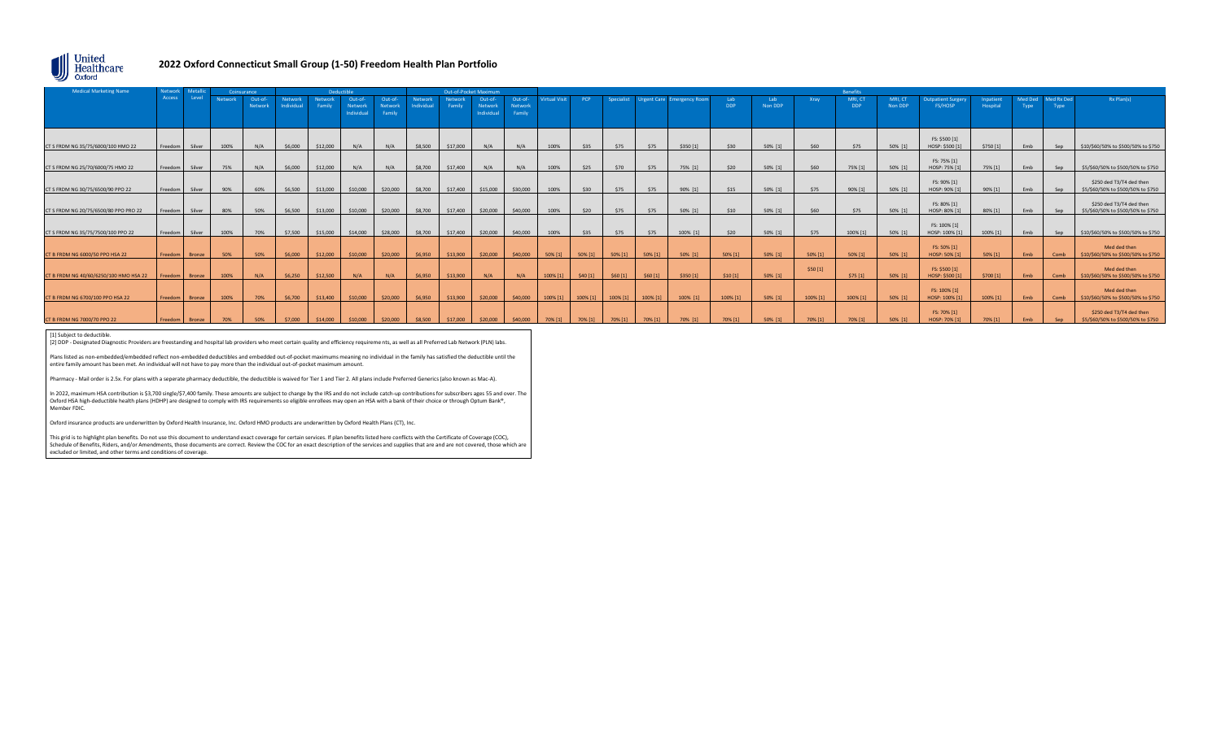# 2022 Oxford Connecticut Small Group (1-50) Freedom Health Plan Portfolio

| Medical Marketing Name | Network Access | Metallic Level | Coinsurance | | Deductible | | | | Out-of-Pocket Maximum | | | | Benefits | | | | | | | | | | | | | | | |
|---|---|---|---|---|---|---|---|---|---|---|---|---|---|---|---|---|---|---|---|---|---|---|---|---|---|---|---|---|
| | | | Network | Out-of-Network | Network Individual | Network Family | Out-of-Network Individual | Out-of-Network Family | Network Individual | Network Family | Out-of-Network Individual | Out-of-Network Family | Virtual Visit | PCP | Specialist | Urgent Care | Emergency Room | Lab DDP | Lab Non DDP | Xray | MRI, CT DDP | MRI, CT Non DDP | Outpatient Surgery FS/HOSP | Inpatient Hospital | Med Ded Type | Med Rx Ded Type | Rx Plan(s) |
| CT S FRDM NG 35/75/6000/100 HMO 22 | Freedom | Silver | 100% | N/A | $6,000 | $12,000 | N/A | N/A | $8,500 | $17,000 | N/A | N/A | 100% | $35 | $75 | $75 | $350 [1] | $30 | 50% [1] | $60 | $75 | 50% [1] | FS: $500 [1] HOSP: $500 [1] | $750 [1] | Emb | Sep | $10/$60/50% to $500/50% to $750 |
| CT S FRDM NG 25/70/6000/75 HMO 22 | Freedom | Silver | 75% | N/A | $6,000 | $12,000 | N/A | N/A | $8,700 | $17,400 | N/A | N/A | 100% | $25 | $70 | $75 | 75% [1] | $20 | 50% [1] | $60 | 75% [1] | 50% [1] | FS: 75% [1] HOSP: 75% [1] | 75% [1] | Emb | Sep | $5/$60/50% to $500/50% to $750 |
| CT S FRDM NG 30/75/6500/90 PPO 22 | Freedom | Silver | 90% | 60% | $6,500 | $13,000 | $10,000 | $20,000 | $8,700 | $17,400 | $15,000 | $30,000 | 100% | $30 | $75 | $75 | 90% [1] | $15 | 50% [1] | $75 | 90% [1] | 50% [1] | FS: 90% [1] HOSP: 90% [1] | 90% [1] | Emb | Sep | $250 ded T3/T4 ded then $5/$60/50% to $500/50% to $750 |
| CT S FRDM NG 20/75/6500/80 PPO PRO 22 | Freedom | Silver | 80% | 50% | $6,500 | $13,000 | $10,000 | $20,000 | $8,700 | $17,400 | $20,000 | $40,000 | 100% | $20 | $75 | $75 | 50% [1] | $10 | 50% [1] | $60 | $75 | 50% [1] | FS: 80% [1] HOSP: 80% [1] | 80% [1] | Emb | Sep | $250 ded T3/T4 ded then $5/$60/50% to $500/50% to $750 |
| CT S FRDM NG 35/75/7500/100 PPO 22 | Freedom | Silver | 100% | 70% | $7,500 | $15,000 | $14,000 | $28,000 | $8,700 | $17,400 | $20,000 | $40,000 | 100% | $35 | $75 | $75 | 100% [1] | $20 | 50% [1] | $75 | 100% [1] | 50% [1] | FS: 100% [1] HOSP: 100% [1] | 100% [1] | Emb | Sep | $10/$60/50% to $500/50% to $750 |
| CT B FRDM NG 6000/50 PPO HSA 22 | Freedom | Bronze | 50% | 50% | $6,000 | $12,000 | $10,000 | $20,000 | $6,950 | $13,900 | $20,000 | $40,000 | 50% [1] | 50% [1] | 50% [1] | 50% [1] | 50% [1] | 50% [1] | 50% [1] | 50% [1] | 50% [1] | 50% [1] | FS: 50% [1] HOSP: 50% [1] | 50% [1] | Emb | Comb | Med ded then $10/$60/50% to $500/50% to $750 |
| CT B FRDM NG 40/60/6250/100 HMO HSA 22 | Freedom | Bronze | 100% | N/A | $6,250 | $12,500 | N/A | N/A | $6,950 | $13,900 | N/A | N/A | 100% [1] | $40 [1] | $60 [1] | $60 [1] | $350 [1] | $10 [1] | 50% [1] | $50 [1] | $75 [1] | 50% [1] | FS: $500 [1] HOSP: $500 [1] | $700 [1] | Emb | Comb | Med ded then $10/$60/50% to $500/50% to $750 |
| CT B FRDM NG 6700/100 PPO HSA 22 | Freedom | Bronze | 100% | 70% | $6,700 | $13,400 | $10,000 | $20,000 | $6,950 | $13,900 | $20,000 | $40,000 | 100% [1] | 100% [1] | 100% [1] | 100% [1] | 100% [1] | 100% [1] | 50% [1] | 100% [1] | 100% [1] | 50% [1] | FS: 100% [1] HOSP: 100% [1] | 100% [1] | Emb | Comb | Med ded then $10/$60/50% to $500/50% to $750 |
| CT B FRDM NG 7000/70 PPO 22 | Freedom | Bronze | 70% | 50% | $7,000 | $14,000 | $10,000 | $20,000 | $8,500 | $17,000 | $20,000 | $40,000 | 70% [1] | 70% [1] | 70% [1] | 70% [1] | 70% [1] | 70% [1] | 50% [1] | 70% [1] | 70% [1] | 50% [1] | FS: 70% [1] HOSP: 70% [1] | 70% [1] | Emb | Sep | $250 ded T3/T4 ded then $5/$60/50% to $500/50% to $750 |

[1] Subject to deductible.
[2] DDP - Designated Diagnostic Providers are freestanding and hospital lab providers who meet certain quality and efficiency requirements, as well as all Preferred Lab Network (PLN) labs.

Plans listed as non-embedded/embedded reflect non-embedded deductibles and embedded out-of-pocket maximums meaning no individual in the family has satisfied the deductible until the entire family amount has been met. An individual will not have to pay more than the individual out-of-pocket maximum amount.

Pharmacy - Mail order is 2.5x. For plans with a seperate pharmacy deductible, the deductible is waived for Tier 1 and Tier 2. All plans include Preferred Generics (also known as Mac-A).

In 2022, maximum HSA contribution is $3,700 single/$7,400 family. These amounts are subject to change by the IRS and do not include catch-up contributions for subscribers ages 55 and over. The Oxford HSA high-deductible health plans (HDHP) are designed to comply with IRS requirements so eligible enrollees may open an HSA with a bank of their choice or through Optum Bank®, Member FDIC.

Oxford insurance products are underwritten by Oxford Health Insurance, Inc. Oxford HMO products are underwritten by Oxford Health Plans (CT), Inc.

This grid is to highlight plan benefits. Do not use this document to understand exact coverage for certain services. If plan benefits listed here conflicts with the Certificate of Coverage (COC), Schedule of Benefits, Riders, and/or Amendments, those documents are correct. Review the COC for an exact description of the services and supplies that are and are not covered, those which are excluded or limited, and other terms and conditions of coverage.